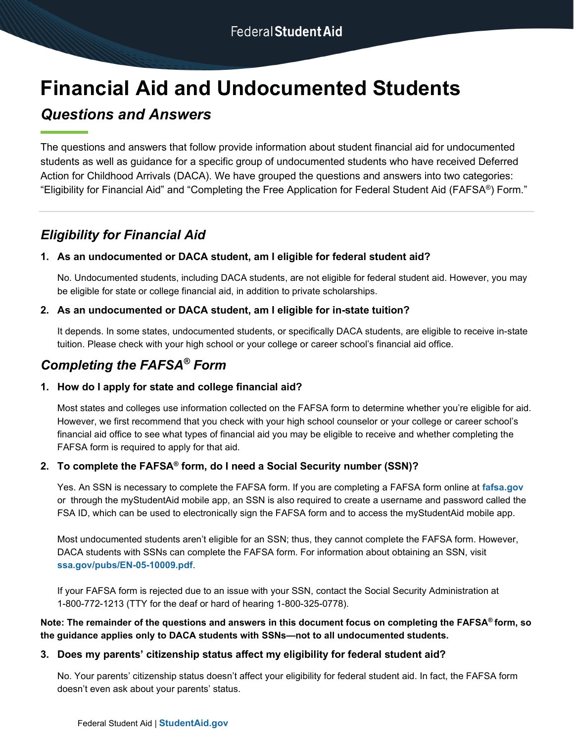# Financial Aid and Undocumented Students

## *Questions and Answers*

The questions and answers that follow provide information about student financial aid for undocumented students as well as guidance for a specific group of undocumented students who have received Deferred Action for Childhood Arrivals (DACA). We have grouped the questions and answers into two categories: "Eligibility for Financial Aid" and "Completing the Free Application for Federal Student Aid (FAFSA®) Form."

## *Eligibility for Financial Aid*

**1. As an undocumented or DACA student, am I eligible for federal student aid?**

No. Undocumented students, including DACA students, are not eligible for federal student aid. However, you may be eligible for state or college financial aid, in addition to private scholarships.

**2. As an undocumented or DACA student, am I eligible for in-state tuition?**

It depends. In some states, undocumented students, or specifically DACA students, are eligible to receive in-state tuition. Please check with your high school or your college or career school's financial aid office.

## *Completing the FAFSA® Form*

**1. How do I apply for state and college financial aid?**

Most states and colleges use information collected on the FAFSA form to determine whether you're eligible for aid. However, we first recommend that you check with your high school counselor or your college or career school's financial aid office to see what types of financial aid you may be eligible to receive and whether completing the FAFSA form is required to apply for that aid.

**2. To complete the FAFSA® form, do I need a Social Security number (SSN)?**

Yes. An SSN is necessary to complete the FAFSA form. If you are completing a FAFSA form online at **fafsa.gov** or through the myStudentAid mobile app, an SSN is also required to create a username and password called the FSA ID, which can be used to electronically sign the FAFSA form and to access the myStudentAid mobile app.

Most undocumented students aren't eligible for an SSN; thus, they cannot complete the FAFSA form. However, DACA students with SSNs can complete the FAFSA form. For information about obtaining an SSN, visit **ssa.gov/pubs/EN-05-10009.pdf**.

If your FAFSA form is rejected due to an issue with your SSN, contact the Social Security Administration at 1-800-772-1213 (TTY for the deaf or hard of hearing 1-800-325-0778).

**Note: The remainder of the questions and answers in this document focus on completing the FAFSA® form, so the guidance applies only to DACA students with SSNs—not to all undocumented students.**

**3. Does my parents' citizenship status affect my eligibility for federal student aid?**

No. Your parents' citizenship status doesn't affect your eligibility for federal student aid. In fact, the FAFSA form doesn't even ask about your parents' status.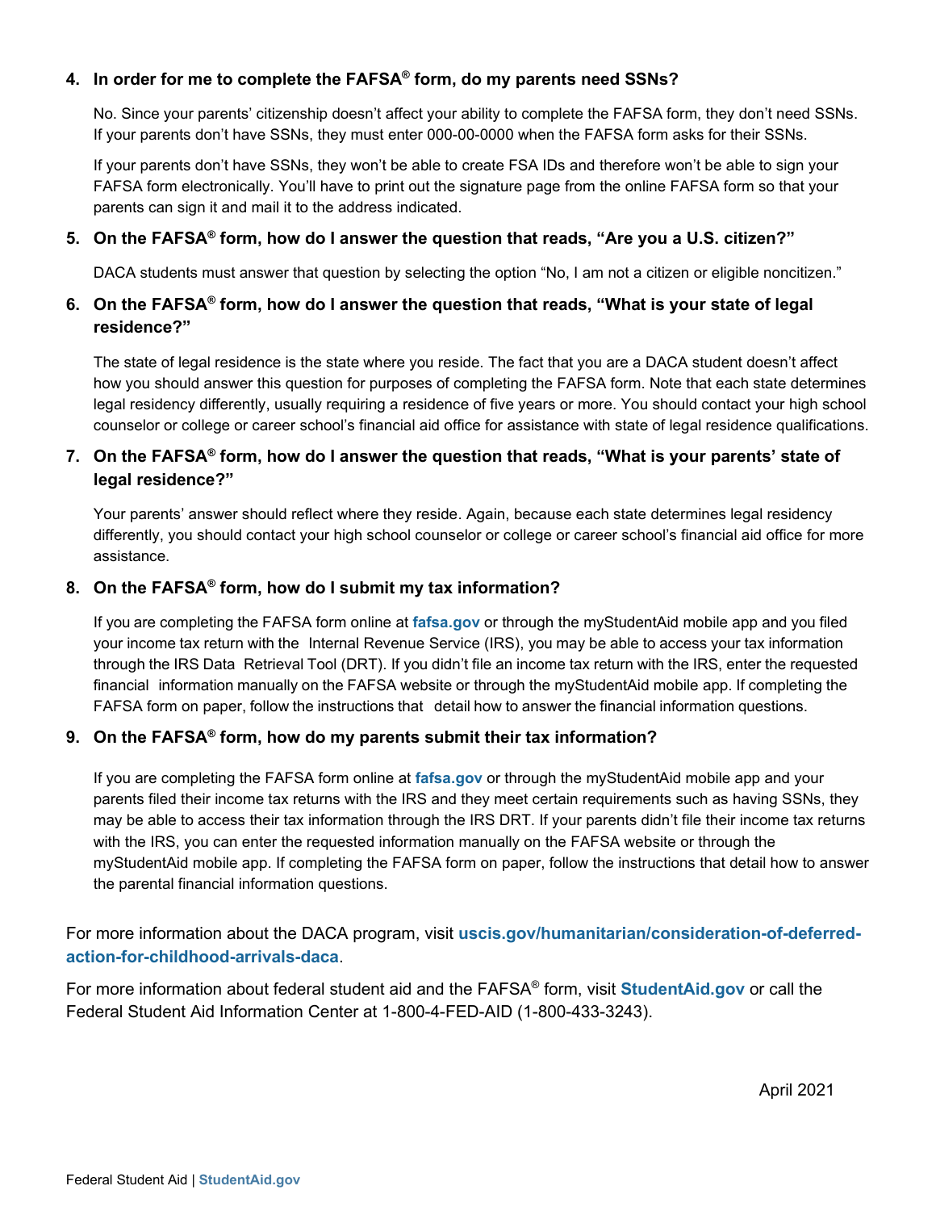4. **In order for me to complete the FAFSA® form, do my parents need SSNs?**

   No. Since your parents' citizenship doesn't affect your ability to complete the FAFSA form, they don't need SSNs. If your parents don't have SSNs, they must enter 000-00-0000 when the FAFSA form asks for their SSNs.

   If your parents don't have SSNs, they won't be able to create FSA IDs and therefore won't be able to sign your FAFSA form electronically. You'll have to print out the signature page from the online FAFSA form so that your parents can sign it and mail it to the address indicated.

5. **On the FAFSA® form, how do I answer the question that reads, "Are you a U.S. citizen?"**

   DACA students must answer that question by selecting the option "No, I am not a citizen or eligible noncitizen."

6. **On the FAFSA® form, how do I answer the question that reads, "What is your state of legal residence?"**

   The state of legal residence is the state where you reside. The fact that you are a DACA student doesn't affect how you should answer this question for purposes of completing the FAFSA form. Note that each state determines legal residency differently, usually requiring a residence of five years or more. You should contact your high school counselor or college or career school's financial aid office for assistance with state of legal residence qualifications.

7. **On the FAFSA® form, how do I answer the question that reads, "What is your parents' state of legal residence?"**

   Your parents' answer should reflect where they reside. Again, because each state determines legal residency differently, you should contact your high school counselor or college or career school's financial aid office for more assistance.

8. **On the FAFSA® form, how do I submit my tax information?**

   If you are completing the FAFSA form online at **fafsa.gov** or through the myStudentAid mobile app and you filed your income tax return with the Internal Revenue Service (IRS), you may be able to access your tax information through the IRS Data Retrieval Tool (DRT). If you didn't file an income tax return with the IRS, enter the requested financial information manually on the FAFSA website or through the myStudentAid mobile app. If completing the FAFSA form on paper, follow the instructions that detail how to answer the financial information questions.

9. **On the FAFSA® form, how do my parents submit their tax information?**

   If you are completing the FAFSA form online at **fafsa.gov** or through the myStudentAid mobile app and your parents filed their income tax returns with the IRS and they meet certain requirements such as having SSNs, they may be able to access their tax information through the IRS DRT. If your parents didn't file their income tax returns with the IRS, you can enter the requested information manually on the FAFSA website or through the myStudentAid mobile app. If completing the FAFSA form on paper, follow the instructions that detail how to answer the parental financial information questions.

For more information about the DACA program, visit **uscis.gov/humanitarian/consideration-of-deferred-action-for-childhood-arrivals-daca**.

For more information about federal student aid and the FAFSA® form, visit **StudentAid.gov** or call the Federal Student Aid Information Center at 1-800-4-FED-AID (1-800-433-3243).

April 2021